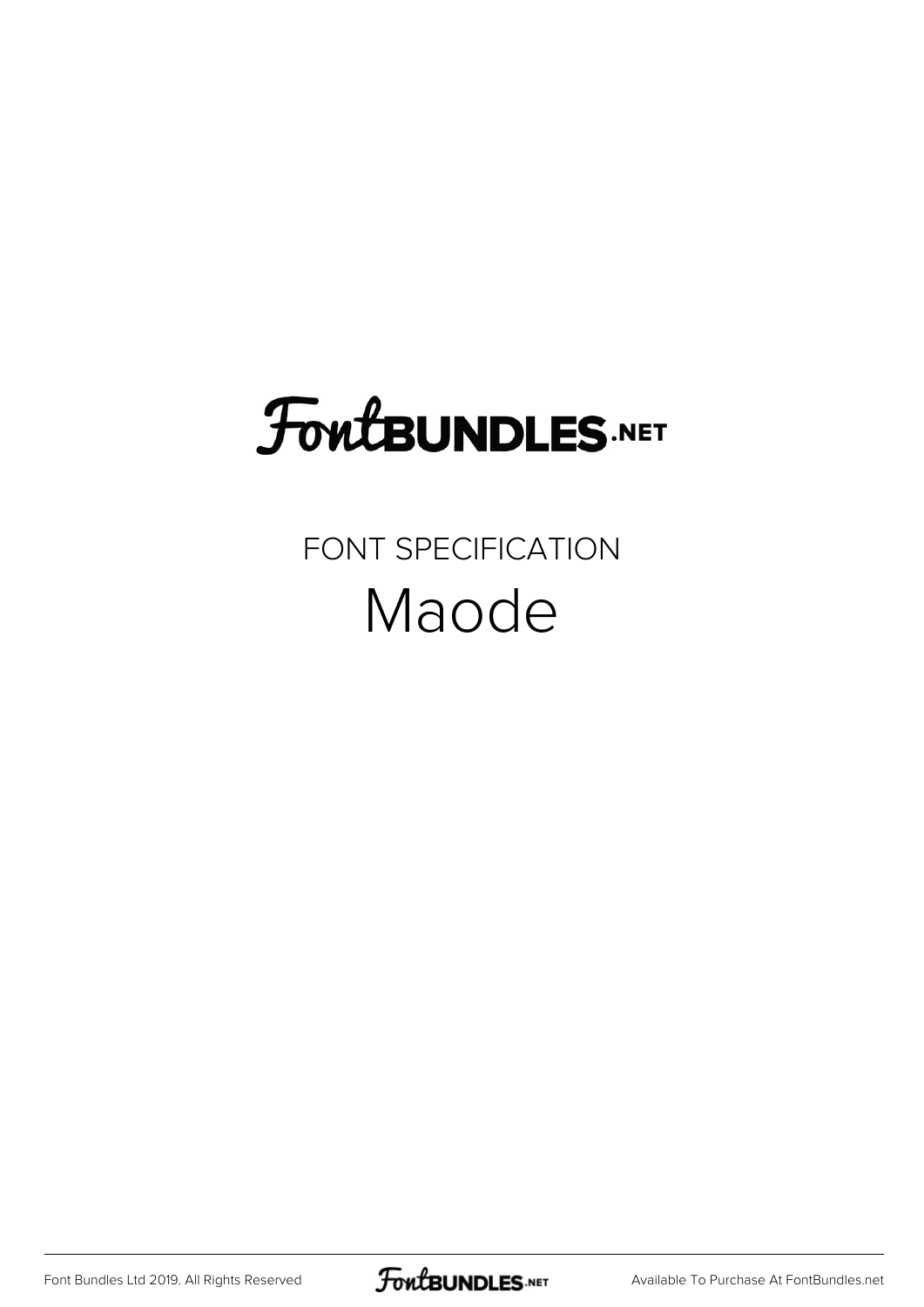# FontBUNDLES.NET

FONT SPECIFICATION

## Maode

Font Bundles Ltd 2019. All Rights Reserved

Available To Purchase At FontBundles.net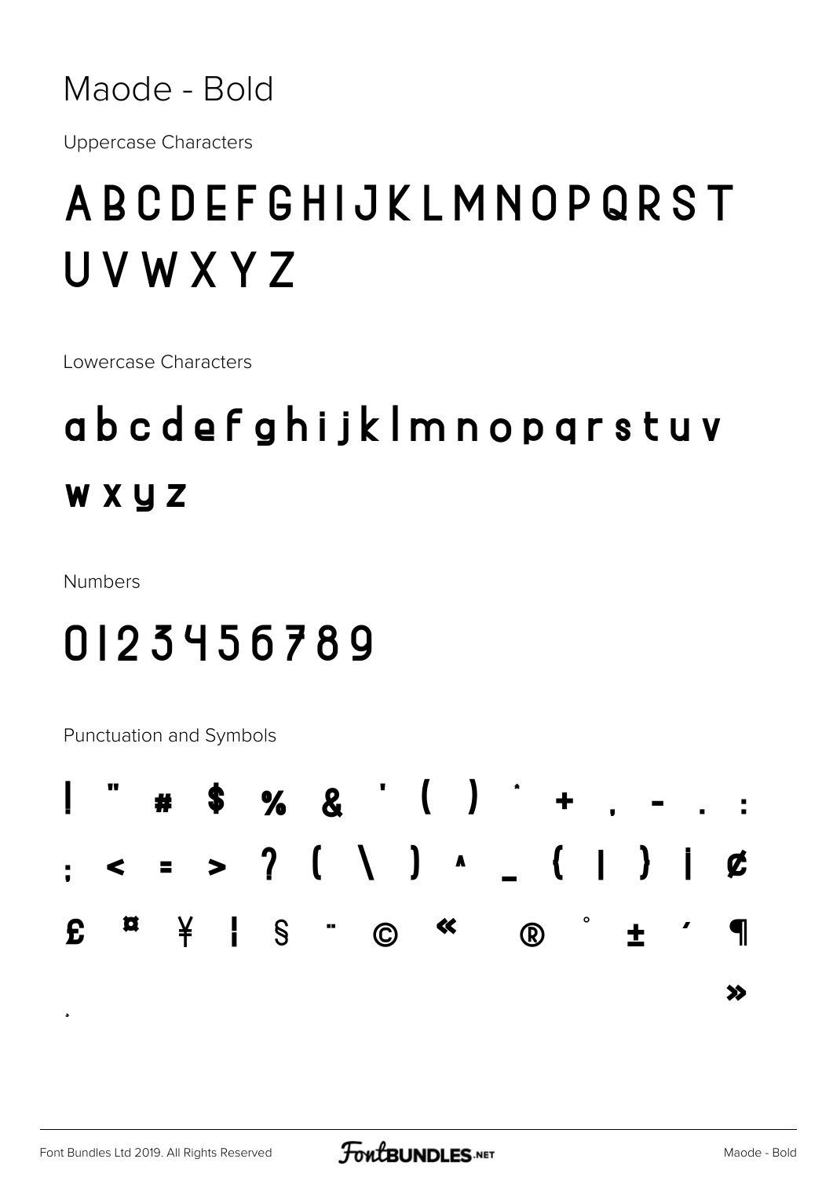# Maode - Bold

Uppercase Characters

## ABCDEFGHIJKLMNOPQRST UVWXYZ

Lowercase Characters

## abcdefghijklmnopqrstuv wxyz

Numbers

## 0123456789

Punctuation and Symbols

## ! " # $ % & ' ( ) * + , - . : ; < = > ? [ \ ] ^ _ { | } ¡ ¢ £ ¤ ¥ ¦ § ¨ © « ® ° ± ´ ¶ · »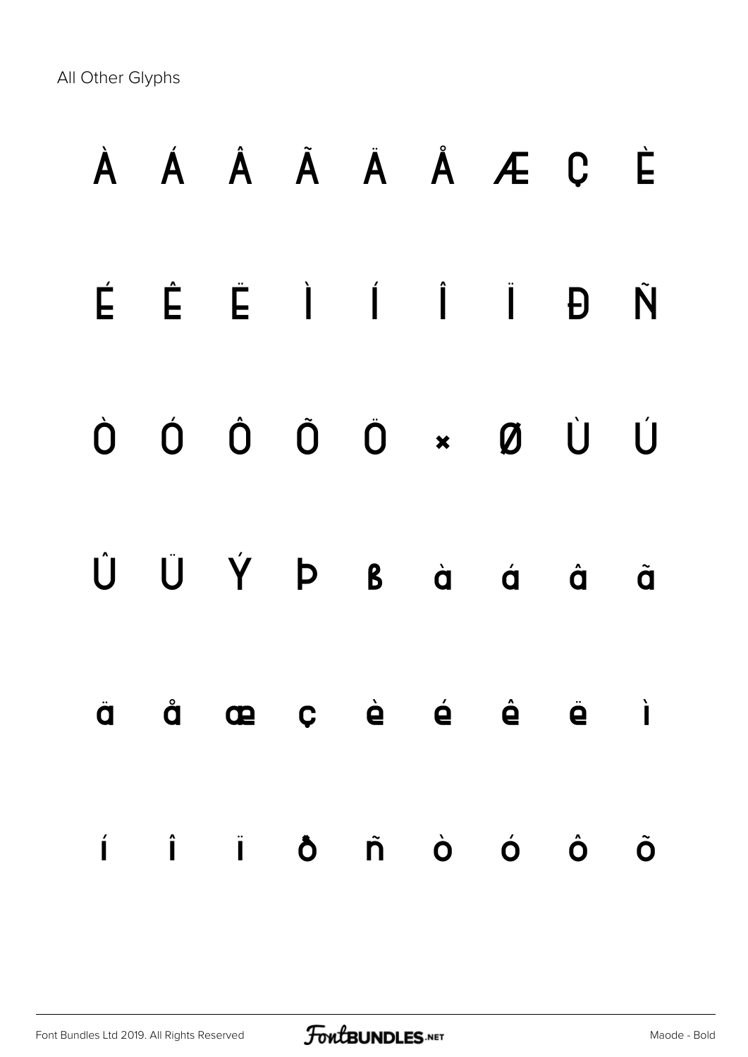All Other Glyphs

À Á Â Ã Ä Å Æ Ç È

É Ê Ë Ì Í Î Ï Đ Ñ

Ò Ó Ô Õ Ö × Ø Ù Ú

Û Ü Ý Þ ß à á â ã

ä å æ ç è é ê ë ì

í î ï ð ñ ò ó ô õ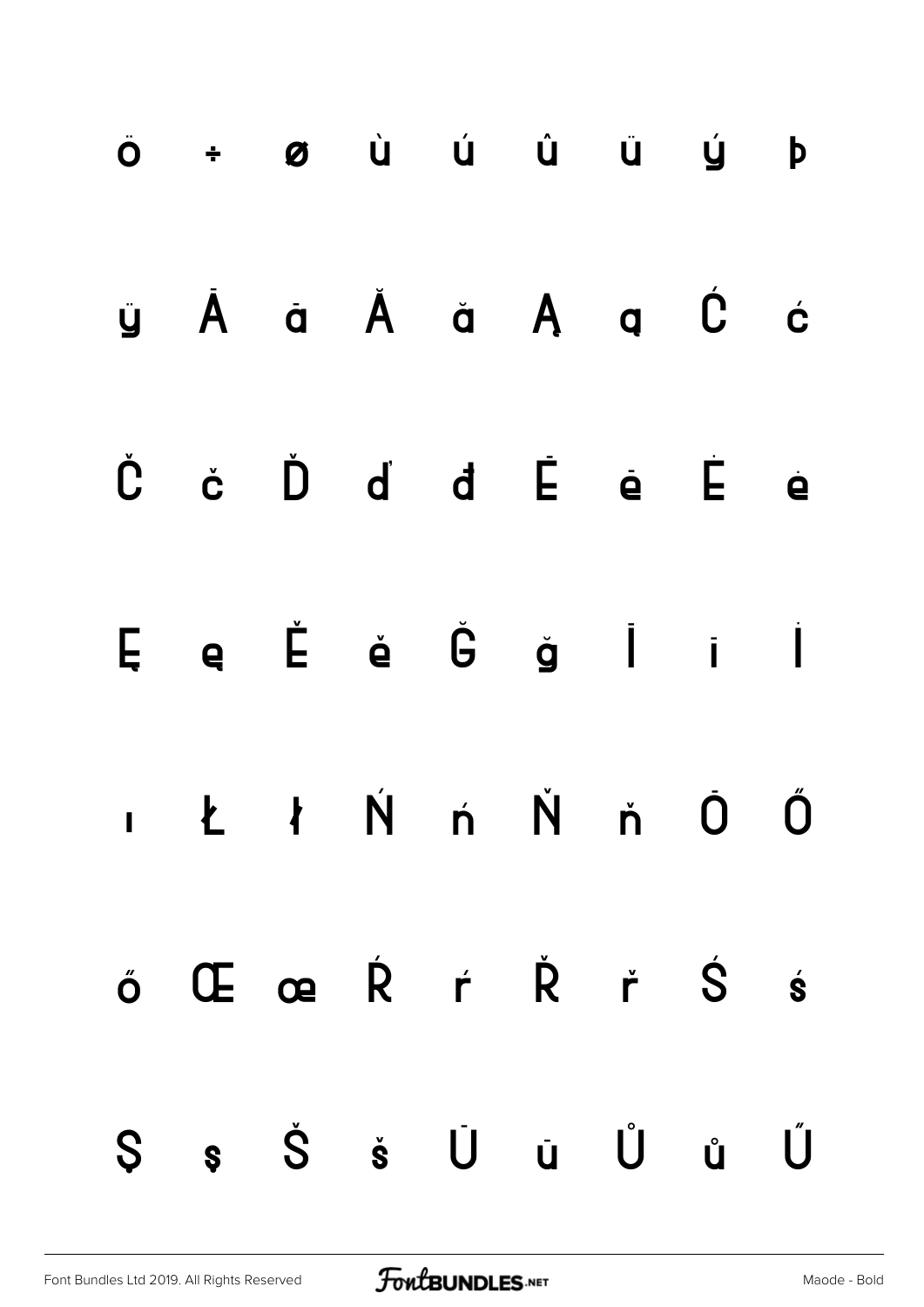ö ÷ ø ù ú û ü ý þ

ÿ Ā ā Ă ă Ą ą Ć ć

Č č Ď ď đ Ē ē Ė ė

Ę ę Ě ě Ğ ğ Ī ī İ

ı Ł ł Ń ń Ň ň Ō Ő

ő Œ œ Ŕ ŕ Ř ř Ś ś

Ş ş Š š Ū ū Ů ů Ű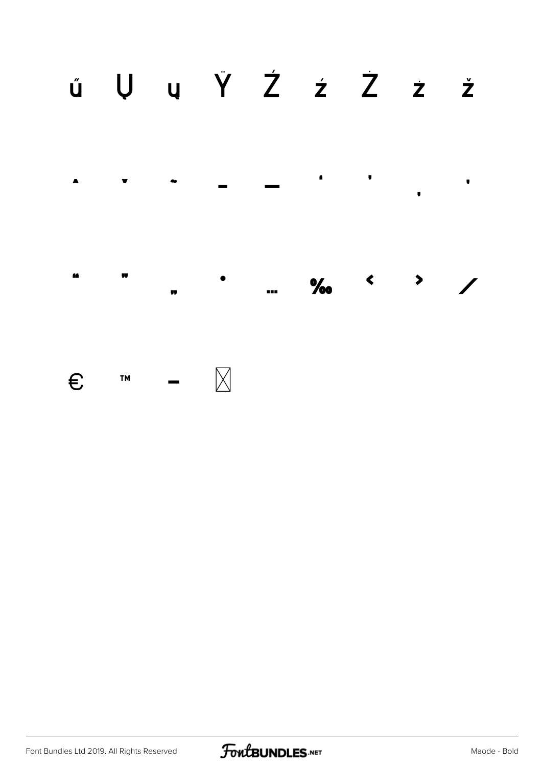ű Ų ų Ÿ Ź ź Ż ż ž

ˆ ˇ ˜ – — ‘ ’ ‚ ‛

“ ” „ • … ‰ ‹ › ⁄

€ ™ − ⊠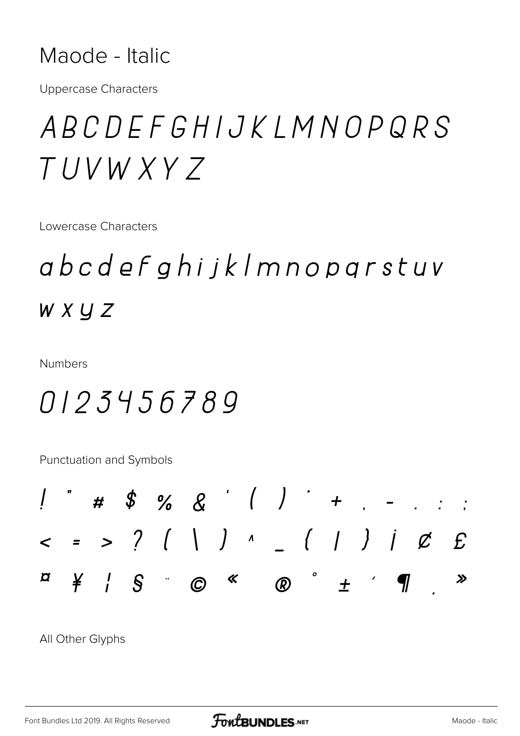# Maode - Italic

Uppercase Characters

*A B C D E F G H I J K L M N O P Q R S T U V W X Y Z*

Lowercase Characters

*a b c d e f g h i j k l m n o p q r s t u v w x y z*

Numbers

*0 1 2 3 4 5 6 7 8 9*

Punctuation and Symbols

*! " # $ % & ' ( ) * + , - . : ;*

*< = > ? [ \ ] ^ _ { | } ¡ ¢ £*

*¤ ¥ ¦ § ¨ © « ® ° ± ´ ¶ ¸ »*

All Other Glyphs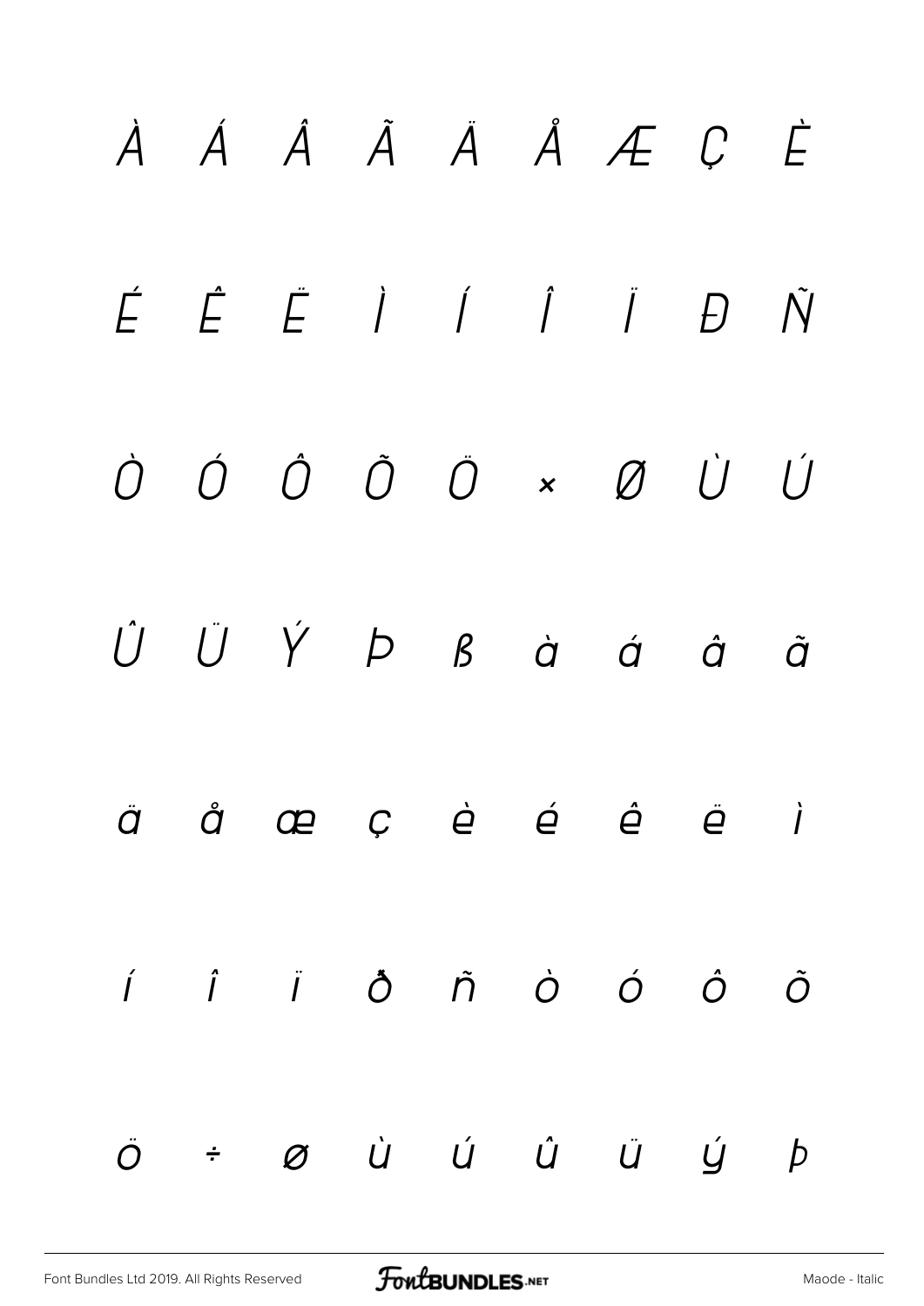À Á Â Ã Ä Å Æ Ç È

É Ê Ë Ì Í Î Ï Đ Ñ

Ò Ó Ô Õ Ö × Ø Ù Ú

Û Ü Ý Þ ß à á â ã

ä å æ ç è é ê ë ì

í î ï ð ñ ò ó ô õ

ö ÷ ø ù ú û ü ý þ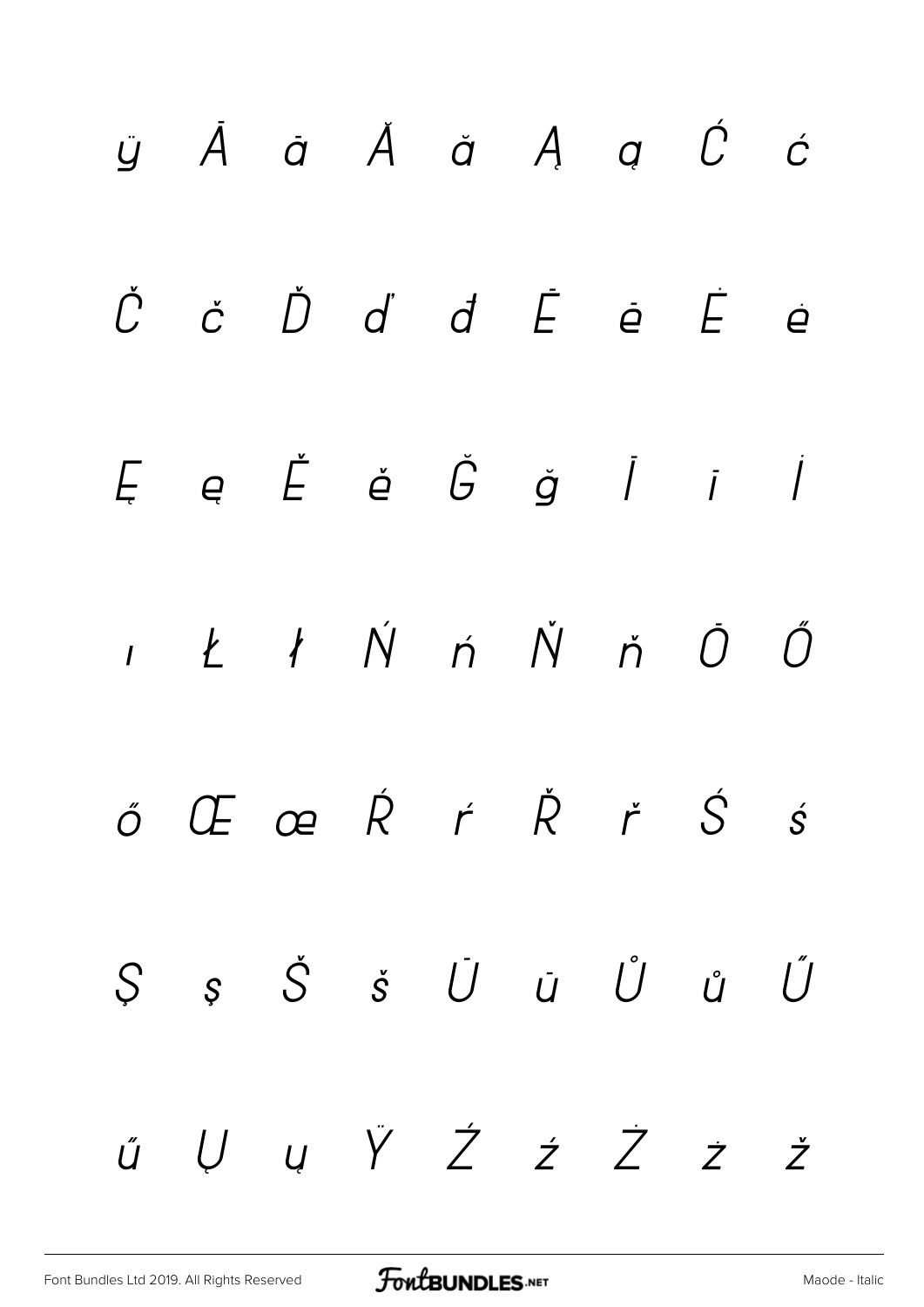ÿ Ā ā Ă ă Ą ą Ć ć

Č č Ď ď đ Ē ē Ė ė

Ę ę Ě ě Ğ ğ Ī ī İ

ı Ł ł Ń ń Ň ň Ō Ő

ő Œ œ Ŕ ŕ Ř ř Ś ś

Ş ş Š š Ū ū Ů ů Ű

ű Ų ų Ÿ Ź ź Ż ż ž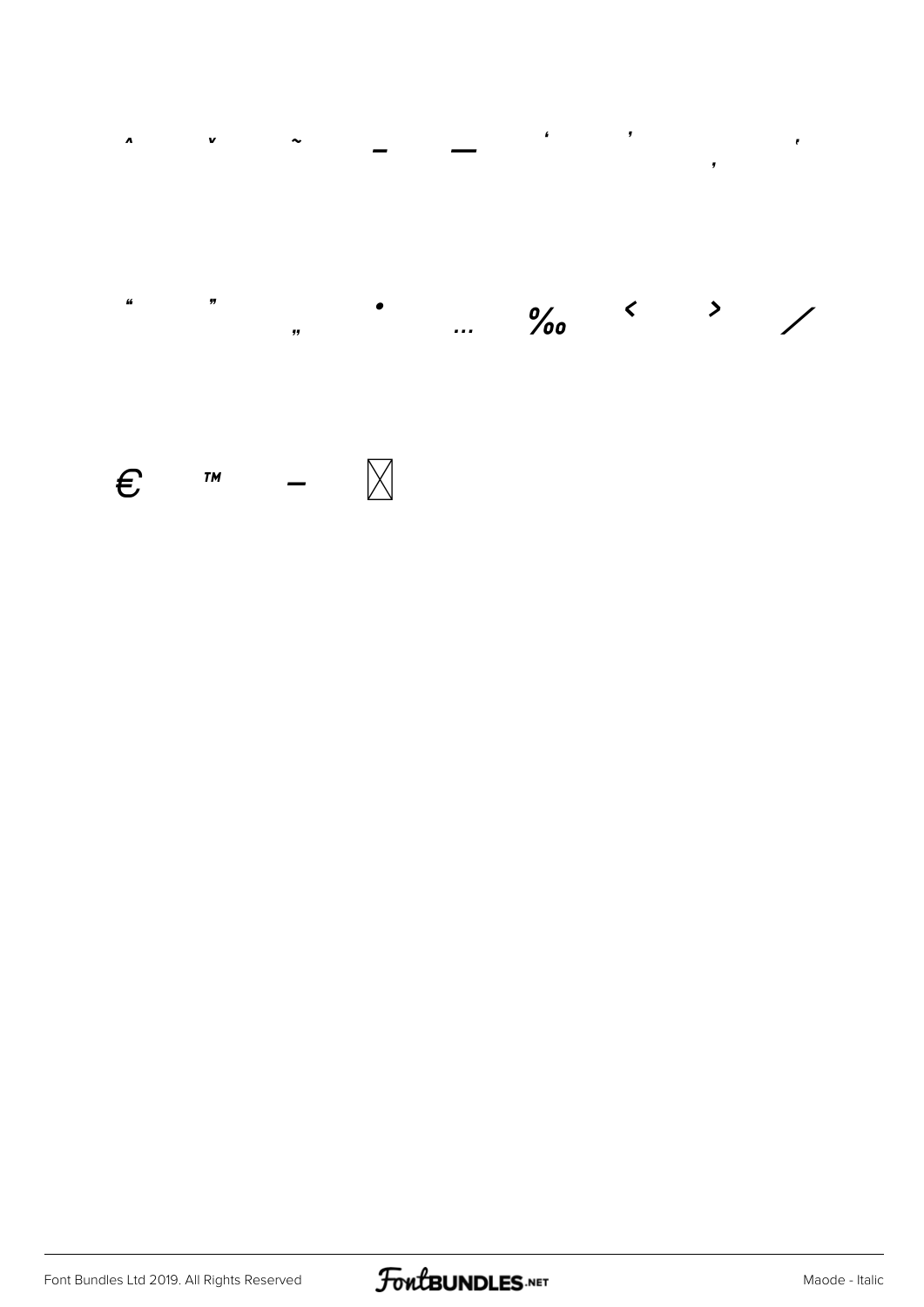ˆ ˇ ˜ – — ‘ ’ ‚ ‛

“ ” „ • … ‰ ‹ › ⁄

€ ™ − ⊠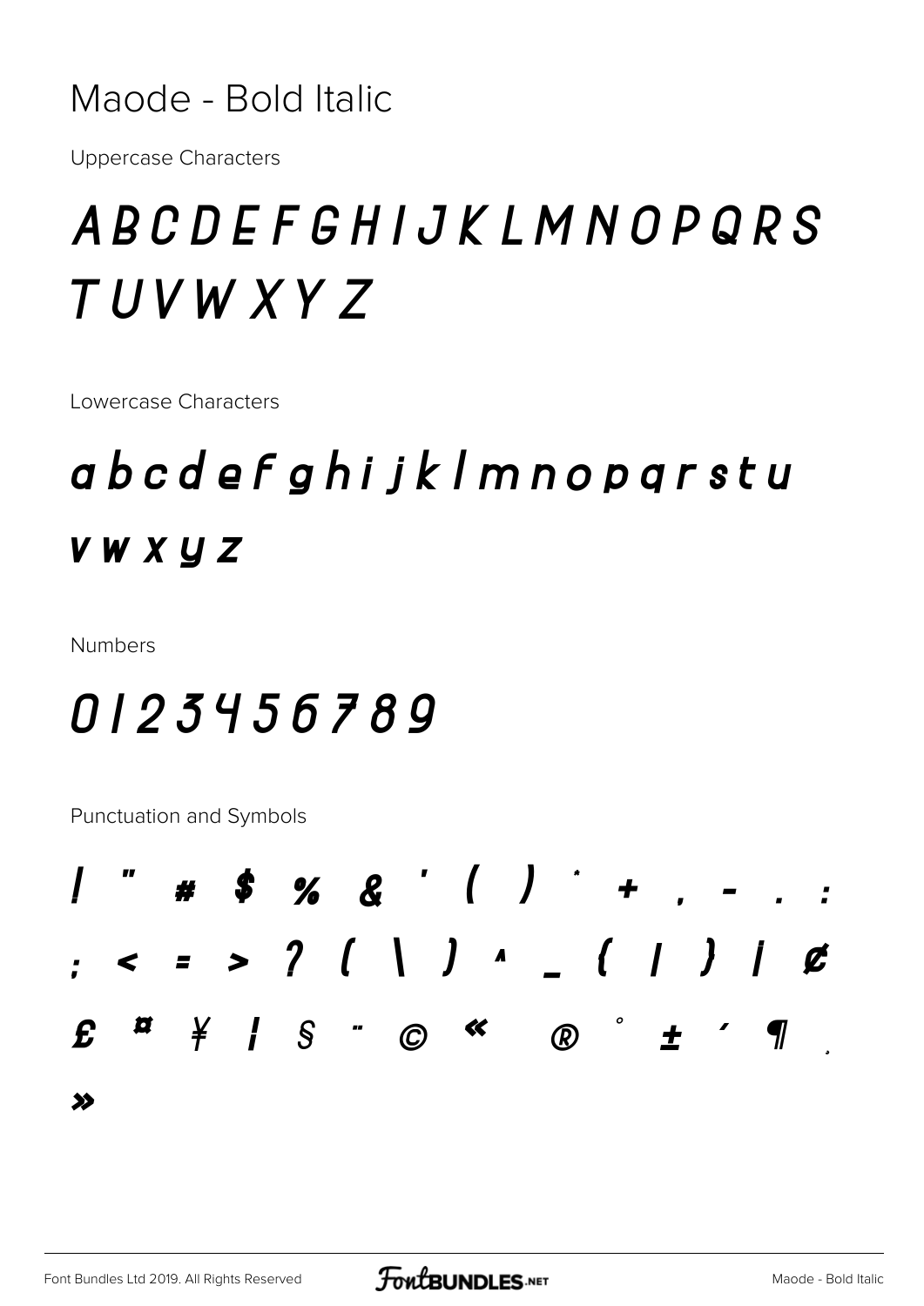# Maode - Bold Italic

Uppercase Characters

## A B C D E F G H I J K L M N O P Q R S T U V W X Y Z

Lowercase Characters

## a b c d e f g h i j k l m n o p q r s t u v w x y z

Numbers

## 0 1 2 3 4 5 6 7 8 9

Punctuation and Symbols

## ! " # $ % & ' ( ) * + , - . : ; < = > ? [ \ ] ^ _ { | } ¡ ¢ £ ¤ ¥ ¦ § ¨ © « ® ° ± ´ ¶ ¸ »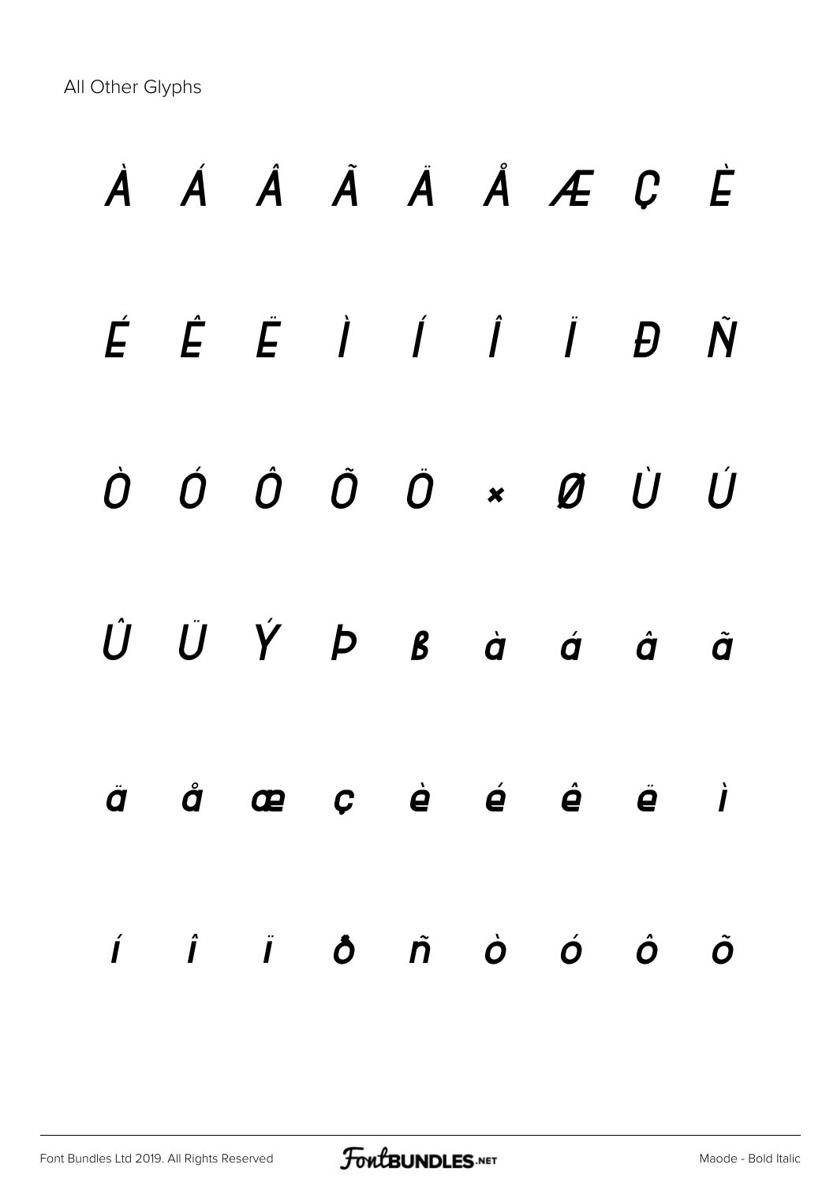All Other Glyphs

À Á Â Ã Ä Å Æ Ç È

É Ê Ë Ì Í Î Ï Ð Ñ

Ò Ó Ô Õ Ö × Ø Ù Ú

Û Ü Ý Þ ß à á â ã

ä å æ ç è é ê ë ì

í î ï ð ñ ò ó ô õ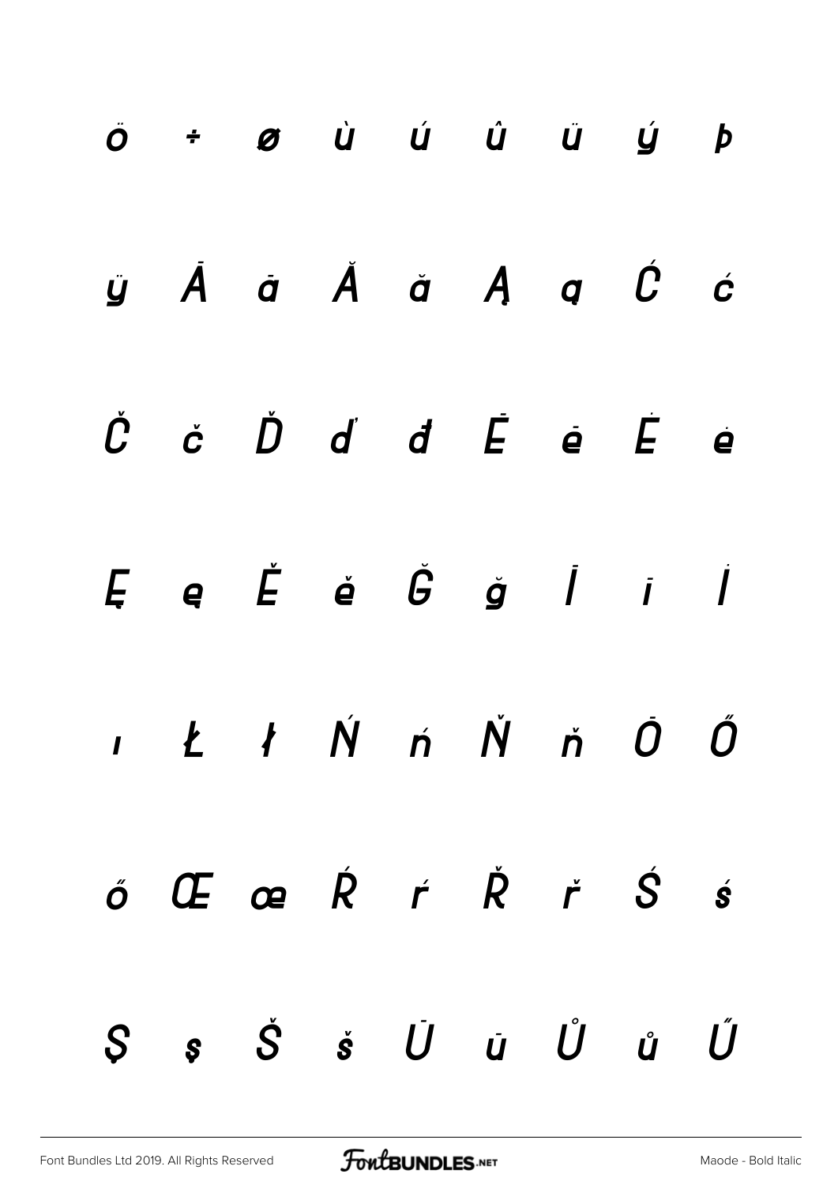ö ÷ ø ù ú û ü ý þ

ÿ Ā ā Ă ă Ą ą Ć ć

Č č Ď ď đ Ē ē Ė ė

Ę ę Ě ě Ğ ğ Ī ī İ

ı Ł ł Ń ń Ň ň Ō Ő

ő Œ œ Ŕ ŕ Ř ř Ś ś

Ş ş Š š Ū ū Ů ů Ű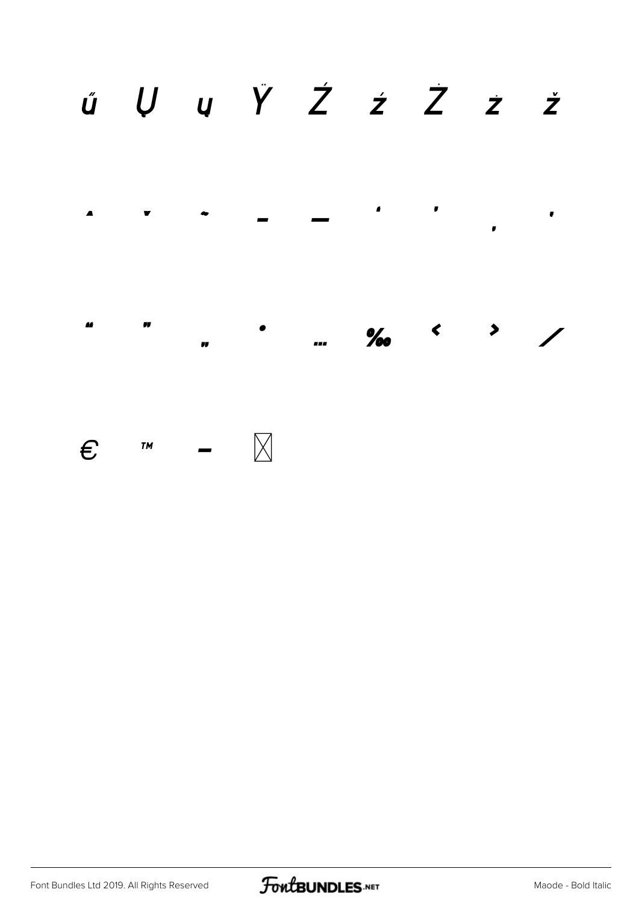ű Ų ų Ÿ Ź ź Ż ż ž

ˆ ˇ ˜ – — ‘ ’ ‚ ‛

“ ” „ • … ‰ ‹ › ⁄

€ ™ − ⊠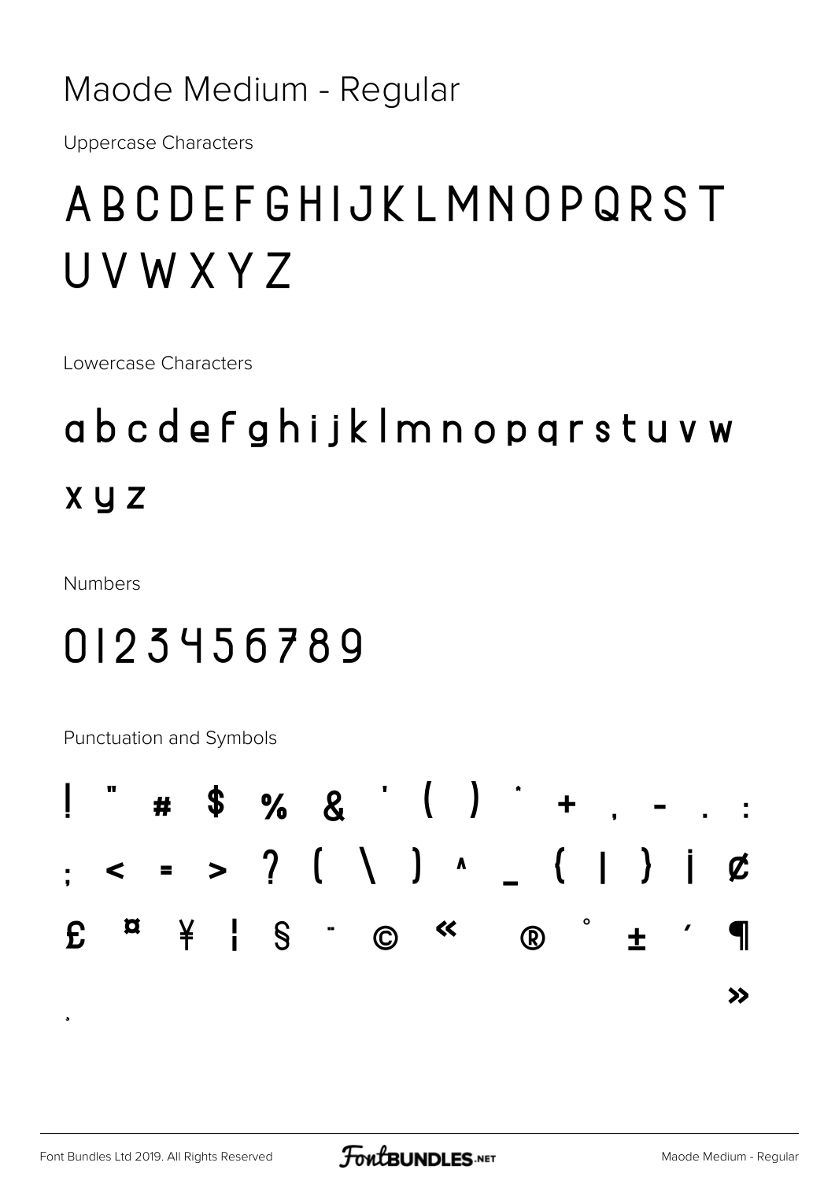# Maode Medium - Regular

Uppercase Characters

## A B C D E F G H I J K L M N O P Q R S T U V W X Y Z

Lowercase Characters

## a b c d e f g h i j k l m n o p q r s t u v w x y z

Numbers

## 0 1 2 3 4 5 6 7 8 9

Punctuation and Symbols

## ! " # $ % & ' ( ) * + , - . : ; < = > ? [ \ ] ^ _ { | } ¡ ¢ £ ¤ ¥ ¦ § ¨ © « ® ° ± ´ ¶ ¸ »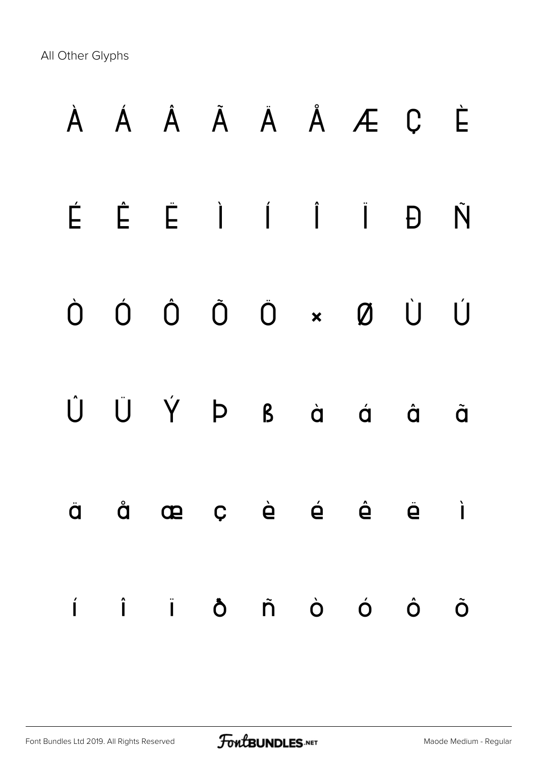All Other Glyphs

À Á Â Ã Ä Å Æ Ç È

É Ê Ë Ì Í Î Ï Ð Ñ

Ò Ó Ô Õ Ö × Ø Ù Ú

Û Ü Ý Þ ß à á â ã

ä å æ ç è é ê ë ì

í î ï ð ñ ò ó ô õ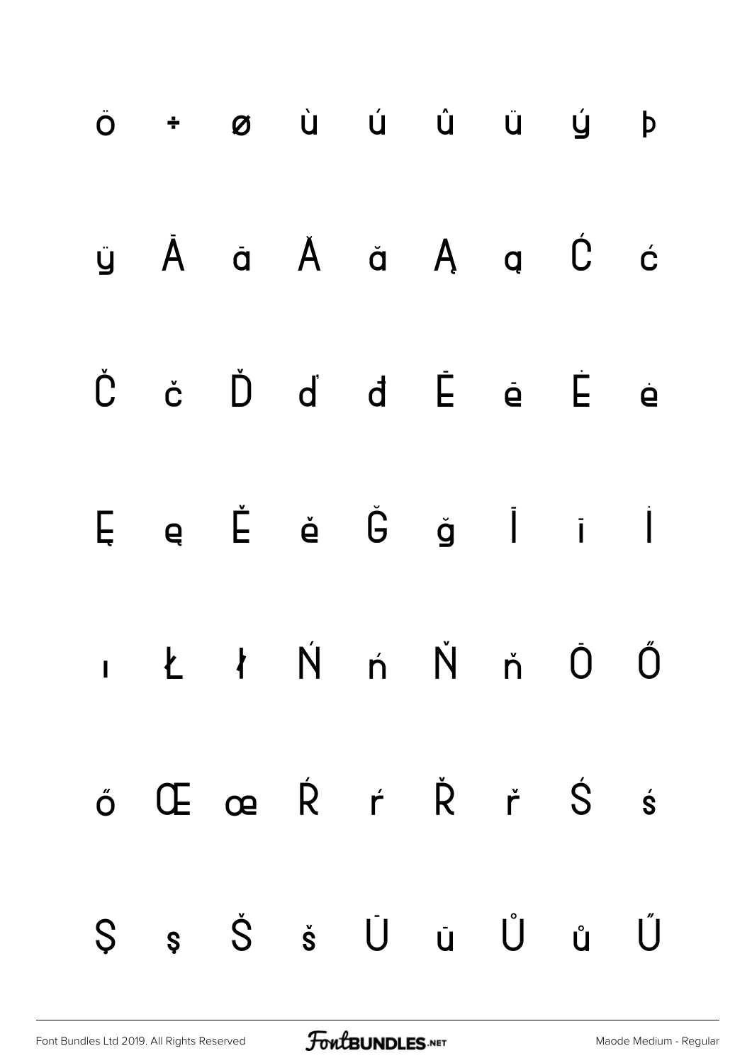ö ÷ ø ù ú û ü ý þ

ÿ Ā ā Ă ă Ą ą Ć ć

Č č Ď ď đ Ē ē Ė ė

Ę ę Ě ě Ğ ğ Ī ī İ

ı Ł ł Ń ń Ň ň Ō Ő

ő Œ œ Ŕ ŕ Ř ř Ś ś

Ş ş Š š Ū ū Ů ů Ű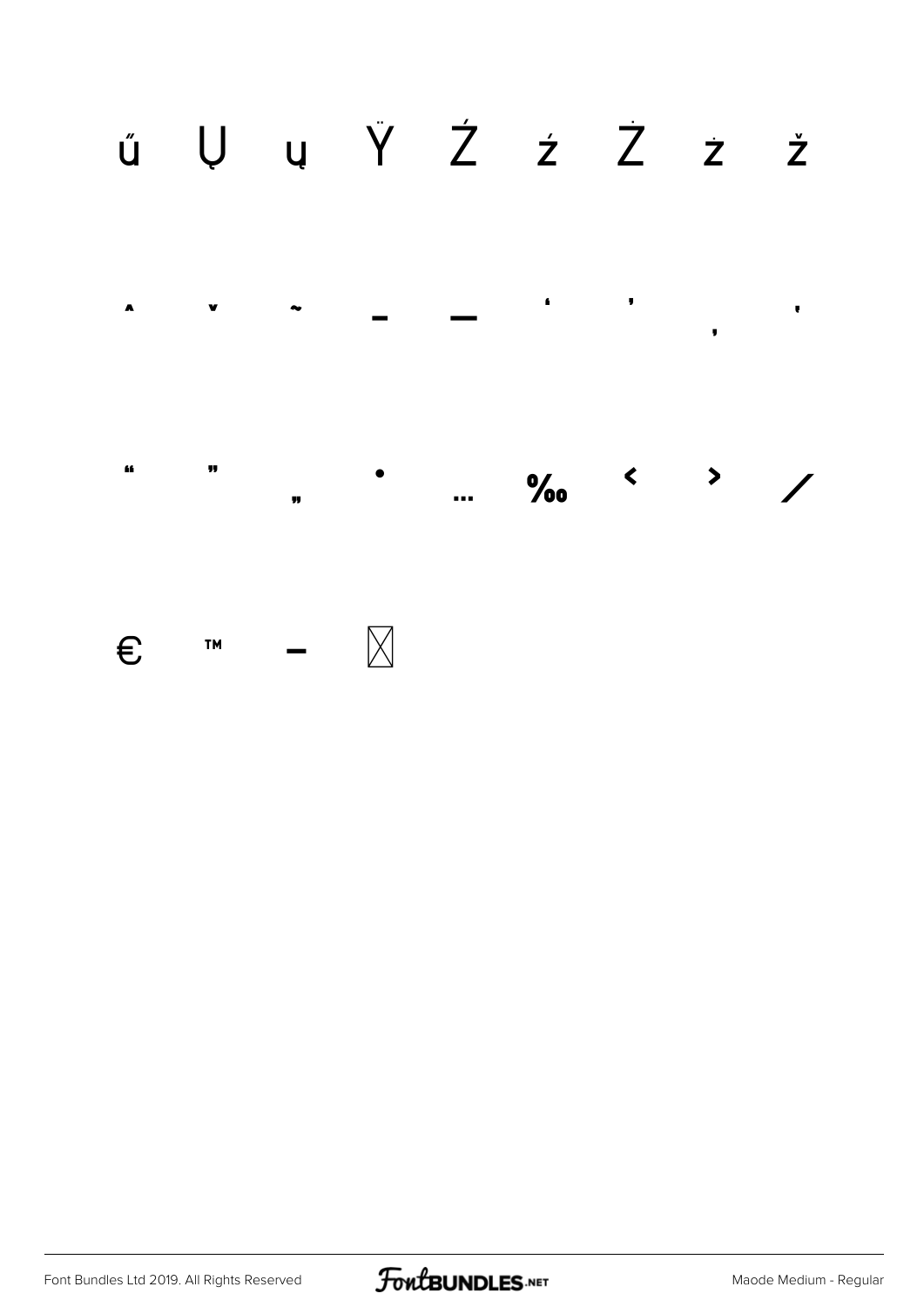ű Ų ų Ÿ Ź ź Ż ż ž

ˆ ˇ ˜ – — ‘ ’ ‚ ‛

“ ” „ • … ‰ ‹ › ⁄

€ ™ − ⊠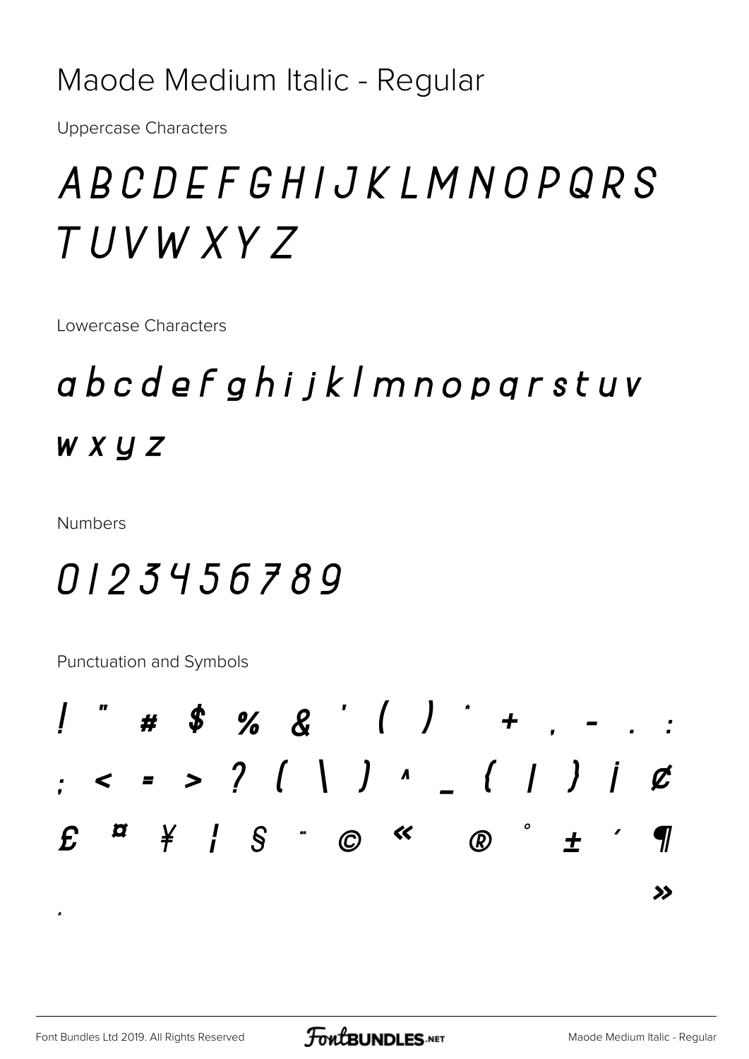# Maode Medium Italic - Regular

Uppercase Characters

## A B C D E F G H I J K L M N O P Q R S T U V W X Y Z

Lowercase Characters

## a b c d e f g h i j k l m n o p q r s t u v w x y z

Numbers

## 0 1 2 3 4 5 6 7 8 9

Punctuation and Symbols

## ! " # $ % & ' ( ) * + , - . : ; < = > ? [ \ ] ^ _ { | } ¡ ¢ £ ¤ ¥ ¦ § ¨ © « ® ° ± ´ ¶ » ¸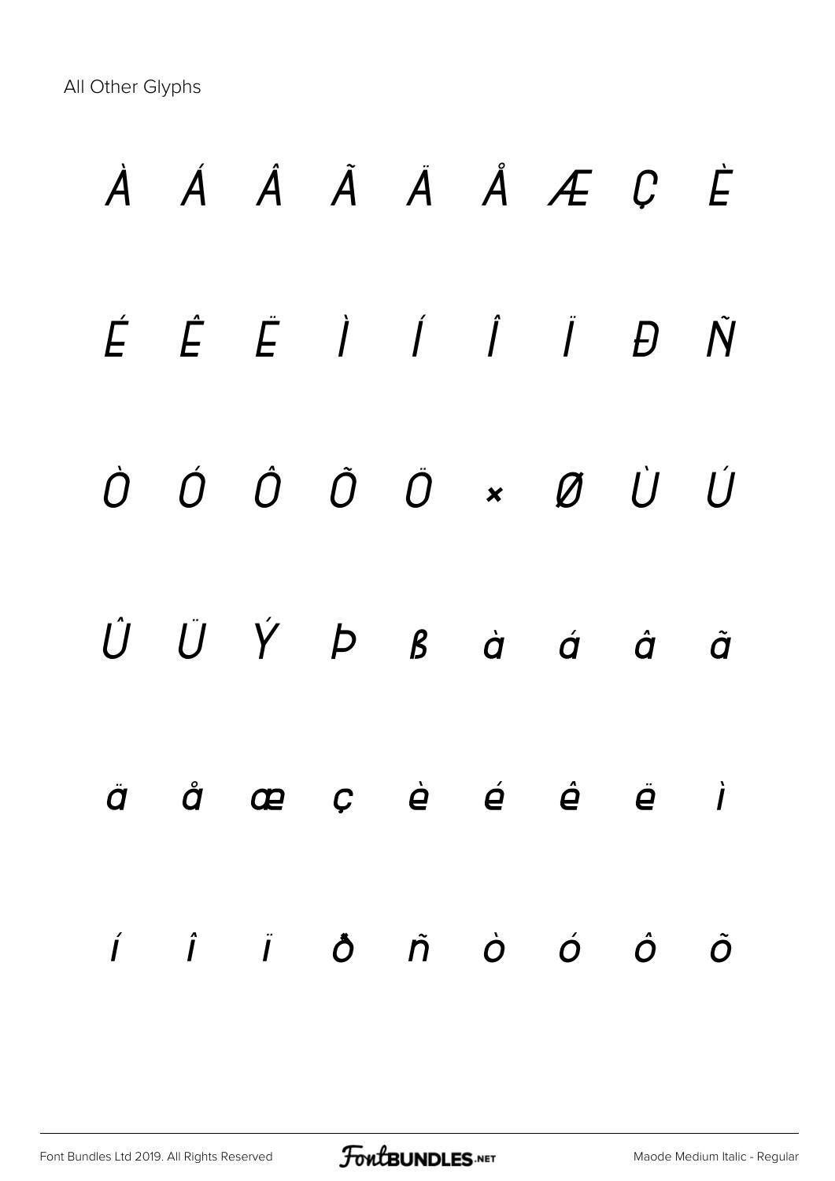All Other Glyphs

À Á Â Ã Ä Å Æ Ç È

É Ê Ë Ì Í Î Ï Ð Ñ

Ò Ó Ô Õ Ö × Ø Ù Ú

Û Ü Ý Þ ß à á â ã

ä å æ ç è é ê ë ì

í î ï ð ñ ò ó ô õ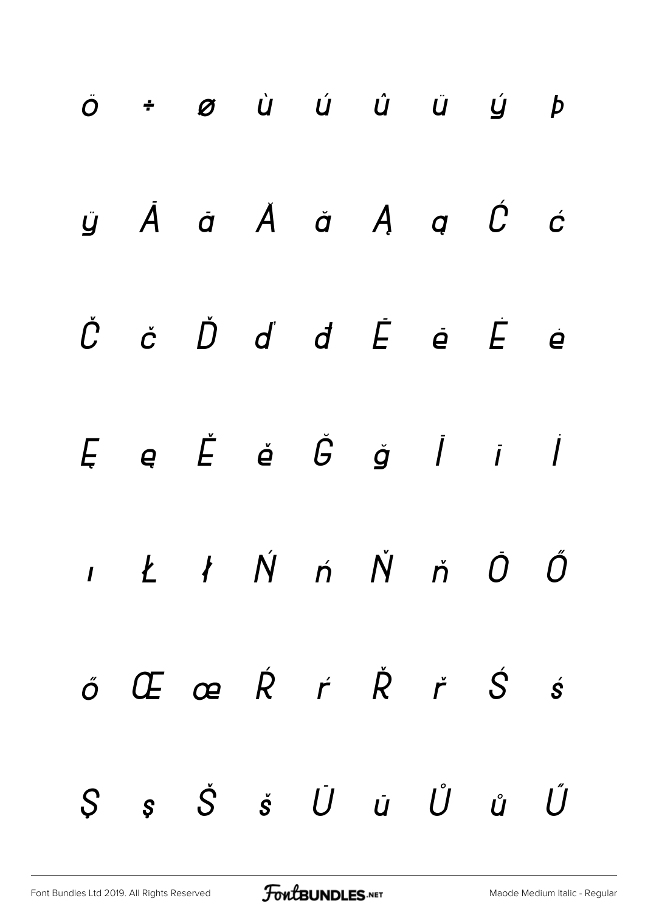ö ÷ ø ù ú û ü ý þ

ÿ Ā ā Ă ă Ą ą Ć ć

Č č Ď ď đ Ē ē Ė ė

Ę ę Ě ě Ğ ğ Ī ī İ

ı Ł ł Ń ń Ň ň Ō Ő

ő Œ œ Ŕ ŕ Ř ř Ś ś

Ş ş Š š Ū ū Ů ů Ű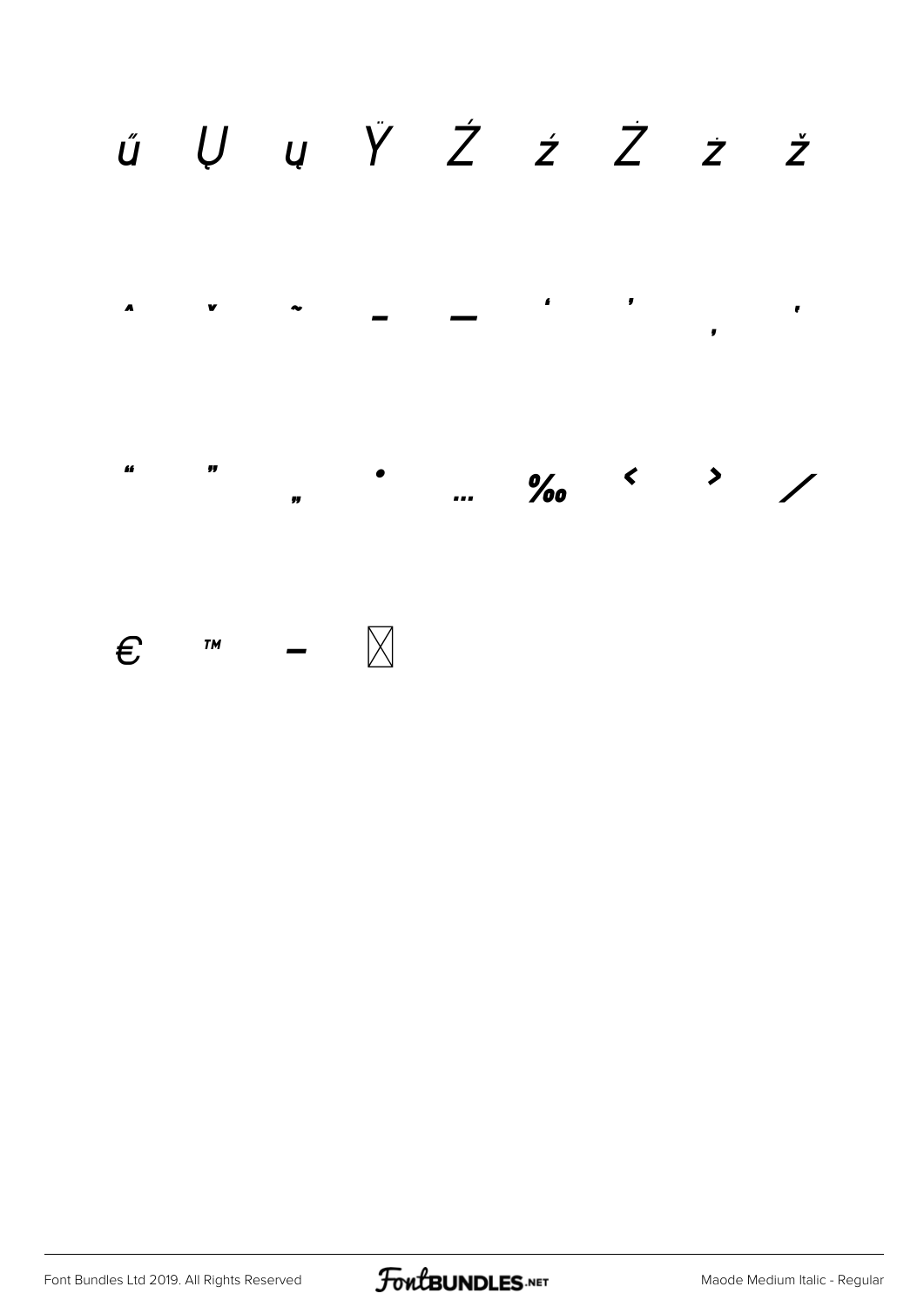ű Ų ų Ÿ Ź ź Ż ż ž

ˆ ˇ ˜ – — ‘ ’ ‚ ‛

“ ” „ • … ‰ ‹ › ⁄

€ ™ − ⊠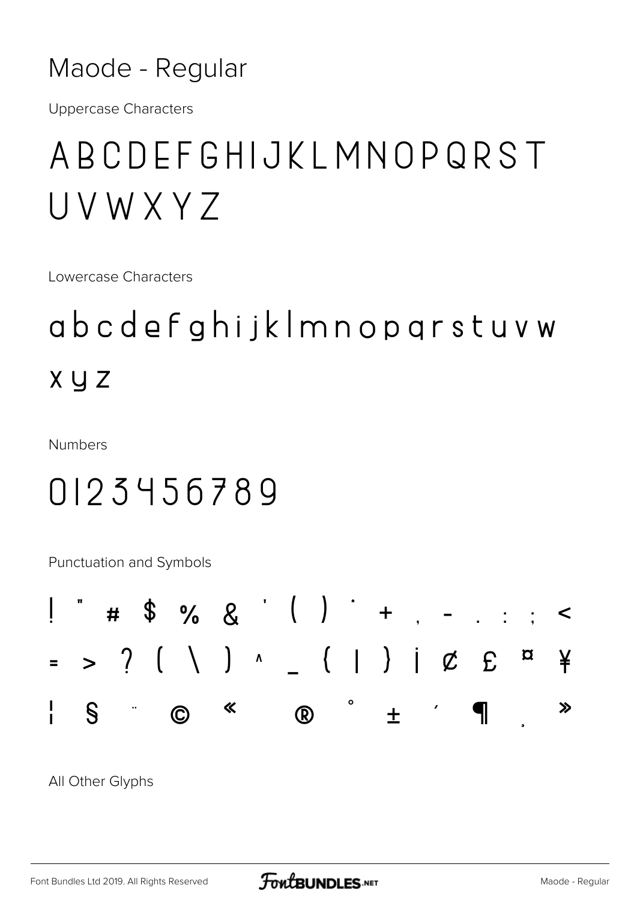# Maode - Regular

Uppercase Characters

## A B C D E F G H I J K L M N O P Q R S T U V W X Y Z

Lowercase Characters

## a b c d e f g h i j k l m n o p q r s t u v w x y z

Numbers

## 0 1 2 3 4 5 6 7 8 9

Punctuation and Symbols

## ! " # $ % & ' ( ) * + , - . : ; < = > ? [ \ ] ^ _ { | } ¡ ¢ £ ¤ ¥ ¦ § ¨ © « ® ° ± ´ ¶ ¸ »

All Other Glyphs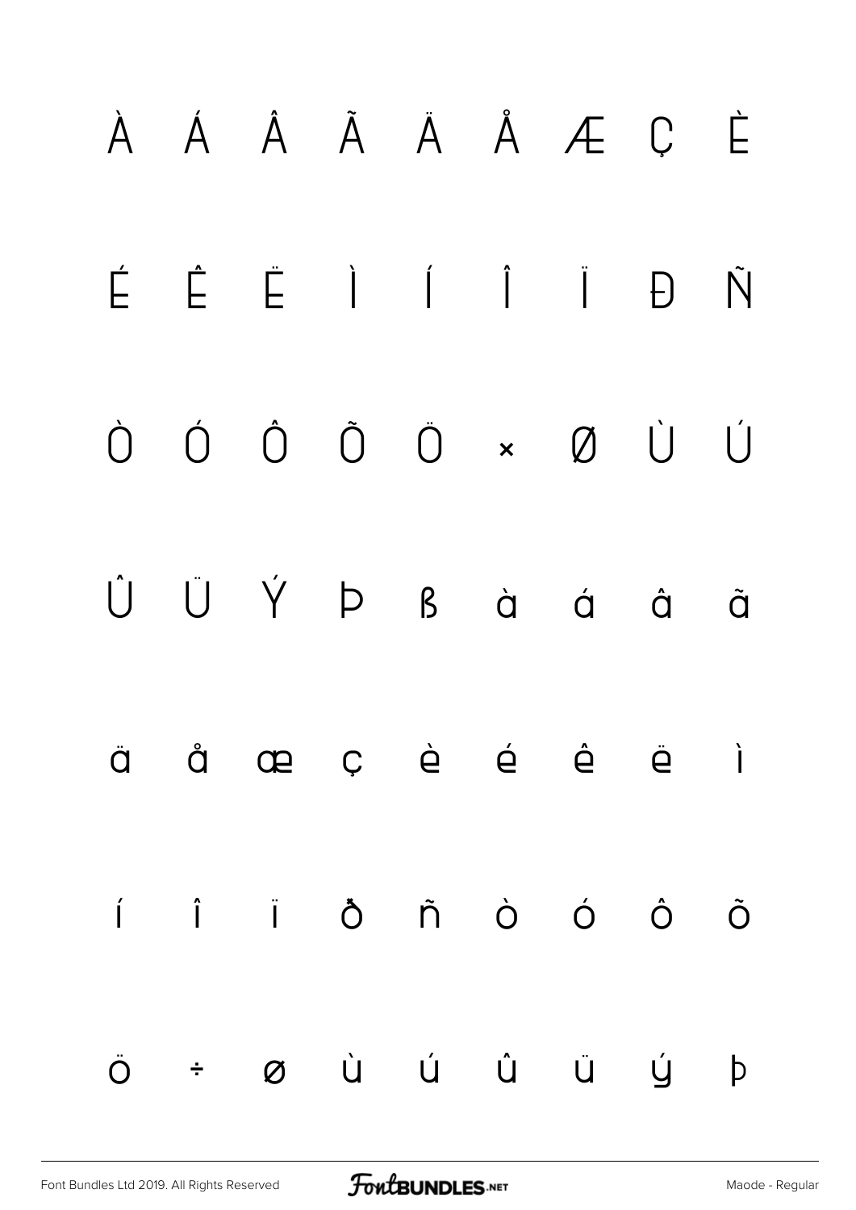À Á Â Ã Ä Å Æ Ç È

É Ê Ë Ì Í Î Ï Ð Ñ

Ò Ó Ô Õ Ö × Ø Ù Ú

Û Ü Ý Þ ß à á â ã

ä å æ ç è é ê ë ì

í î ï ð ñ ò ó ô õ

ö ÷ ø ù ú û ü ý þ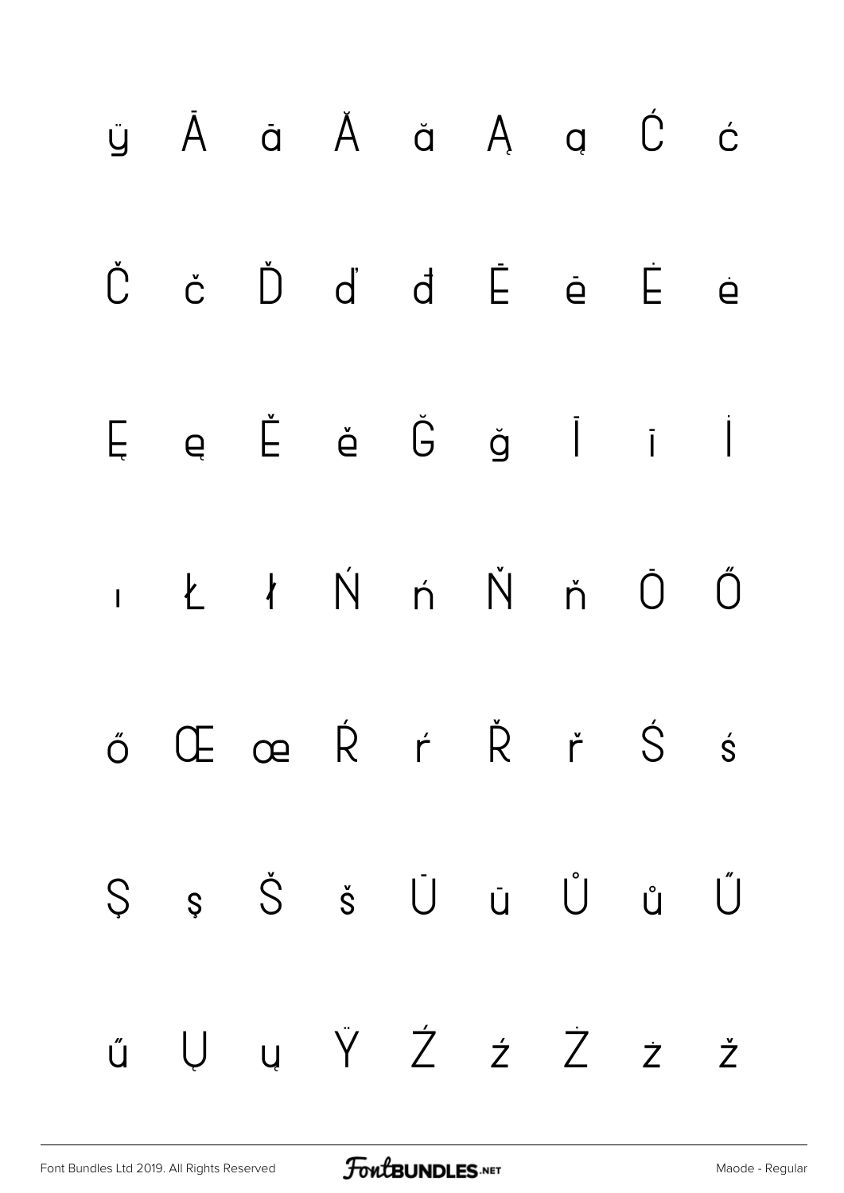ÿ Ā ā Ă ă Ą ą Ć ć

Č č Ď ď đ Ē ē Ė ė

Ę ę Ě ě Ğ ğ Ī ī İ

ı Ł ł Ń ń Ň ň Ō Ő

ő Œ œ Ŕ ŕ Ř ř Ś ś

Ş ş Š š Ū ū Ů ů Ű

ű Ų ų Ÿ Ź ź Ż ż ž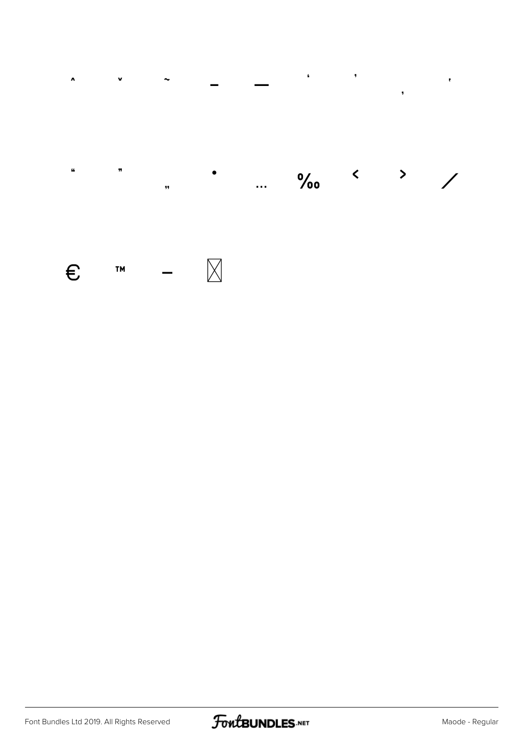ˆ ˇ ˜ – — ‘ ’ ‚ ‛

“ ” „ • … ‰ ‹ › ⁄

€ ™ − ⊠